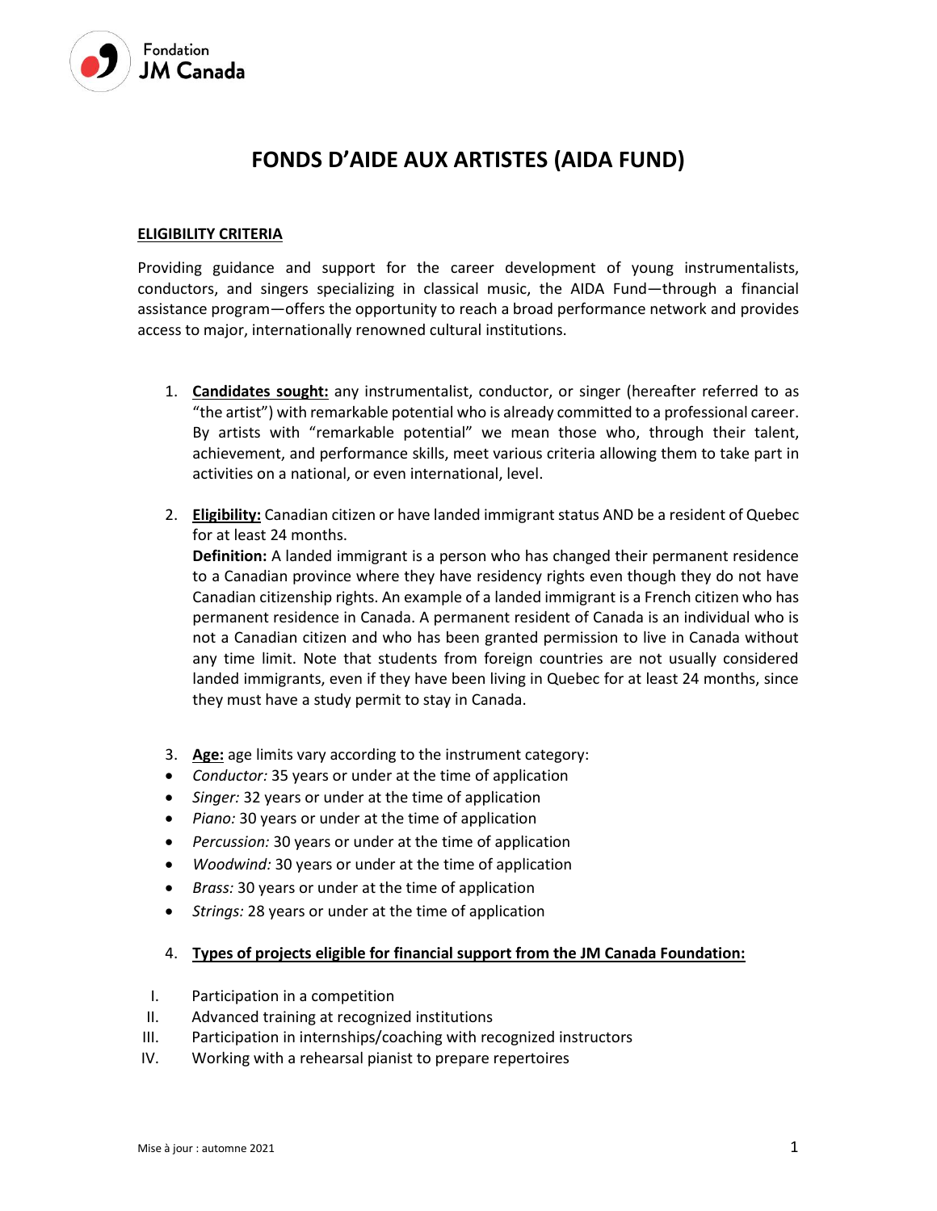Fondation
JM Canada

# FONDS D'AIDE AUX ARTISTES (AIDA FUND)

## ELIGIBILITY CRITERIA

Providing guidance and support for the career development of young instrumentalists, conductors, and singers specializing in classical music, the AIDA Fund—through a financial assistance program—offers the opportunity to reach a broad performance network and provides access to major, internationally renowned cultural institutions.

1. **Candidates sought:** any instrumentalist, conductor, or singer (hereafter referred to as "the artist") with remarkable potential who is already committed to a professional career. By artists with "remarkable potential" we mean those who, through their talent, achievement, and performance skills, meet various criteria allowing them to take part in activities on a national, or even international, level.

2. **Eligibility:** Canadian citizen or have landed immigrant status AND be a resident of Quebec for at least 24 months.
   **Definition:** A landed immigrant is a person who has changed their permanent residence to a Canadian province where they have residency rights even though they do not have Canadian citizenship rights. An example of a landed immigrant is a French citizen who has permanent residence in Canada. A permanent resident of Canada is an individual who is not a Canadian citizen and who has been granted permission to live in Canada without any time limit. Note that students from foreign countries are not usually considered landed immigrants, even if they have been living in Quebec for at least 24 months, since they must have a study permit to stay in Canada.

3. **Age:** age limits vary according to the instrument category:

- *Conductor:* 35 years or under at the time of application
- *Singer:* 32 years or under at the time of application
- *Piano:* 30 years or under at the time of application
- *Percussion:* 30 years or under at the time of application
- *Woodwind:* 30 years or under at the time of application
- *Brass:* 30 years or under at the time of application
- *Strings:* 28 years or under at the time of application

4. **Types of projects eligible for financial support from the JM Canada Foundation:**

I. Participation in a competition
II. Advanced training at recognized institutions
III. Participation in internships/coaching with recognized instructors
IV. Working with a rehearsal pianist to prepare repertoires

Mise à jour : automne 2021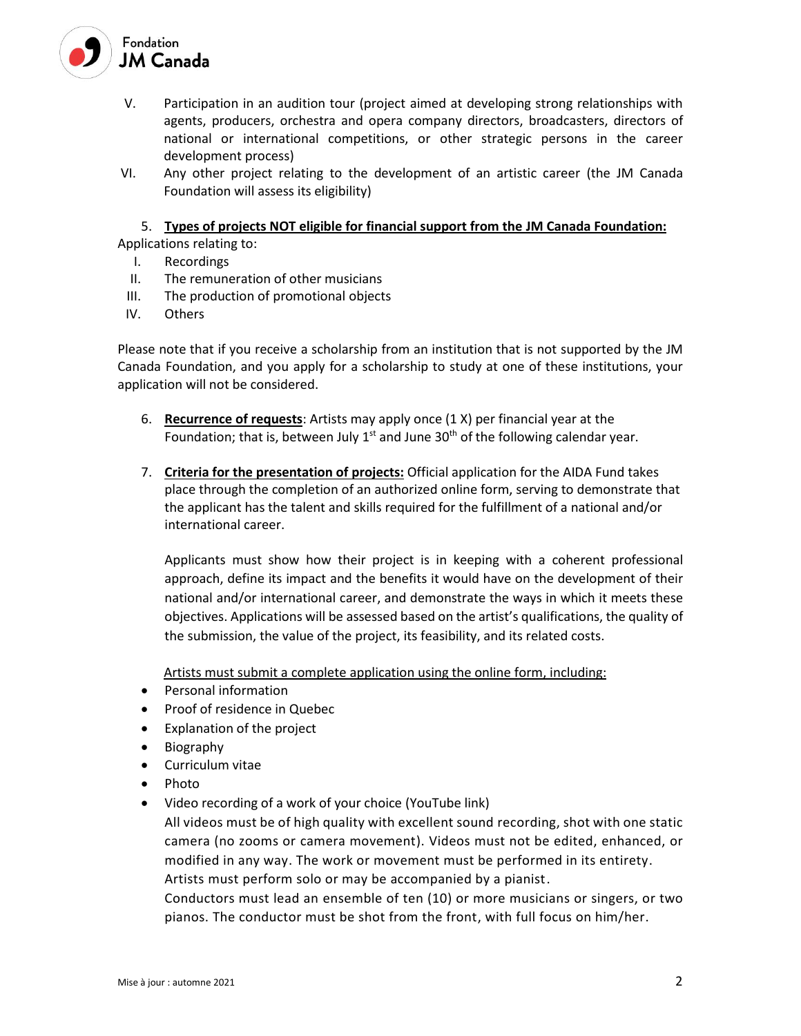V. Participation in an audition tour (project aimed at developing strong relationships with agents, producers, orchestra and opera company directors, broadcasters, directors of national or international competitions, or other strategic persons in the career development process)

VI. Any other project relating to the development of an artistic career (the JM Canada Foundation will assess its eligibility)

5. **Types of projects NOT eligible for financial support from the JM Canada Foundation:**

Applications relating to:

I. Recordings
II. The remuneration of other musicians
III. The production of promotional objects
IV. Others

Please note that if you receive a scholarship from an institution that is not supported by the JM Canada Foundation, and you apply for a scholarship to study at one of these institutions, your application will not be considered.

6. **Recurrence of requests**: Artists may apply once (1 X) per financial year at the Foundation; that is, between July 1st and June 30th of the following calendar year.

7. **Criteria for the presentation of projects:** Official application for the AIDA Fund takes place through the completion of an authorized online form, serving to demonstrate that the applicant has the talent and skills required for the fulfillment of a national and/or international career.

   Applicants must show how their project is in keeping with a coherent professional approach, define its impact and the benefits it would have on the development of their national and/or international career, and demonstrate the ways in which it meets these objectives. Applications will be assessed based on the artist's qualifications, the quality of the submission, the value of the project, its feasibility, and its related costs.

   Artists must submit a complete application using the online form, including:

- Personal information
- Proof of residence in Quebec
- Explanation of the project
- Biography
- Curriculum vitae
- Photo
- Video recording of a work of your choice (YouTube link)
  All videos must be of high quality with excellent sound recording, shot with one static camera (no zooms or camera movement). Videos must not be edited, enhanced, or modified in any way. The work or movement must be performed in its entirety. Artists must perform solo or may be accompanied by a pianist.
  Conductors must lead an ensemble of ten (10) or more musicians or singers, or two pianos. The conductor must be shot from the front, with full focus on him/her.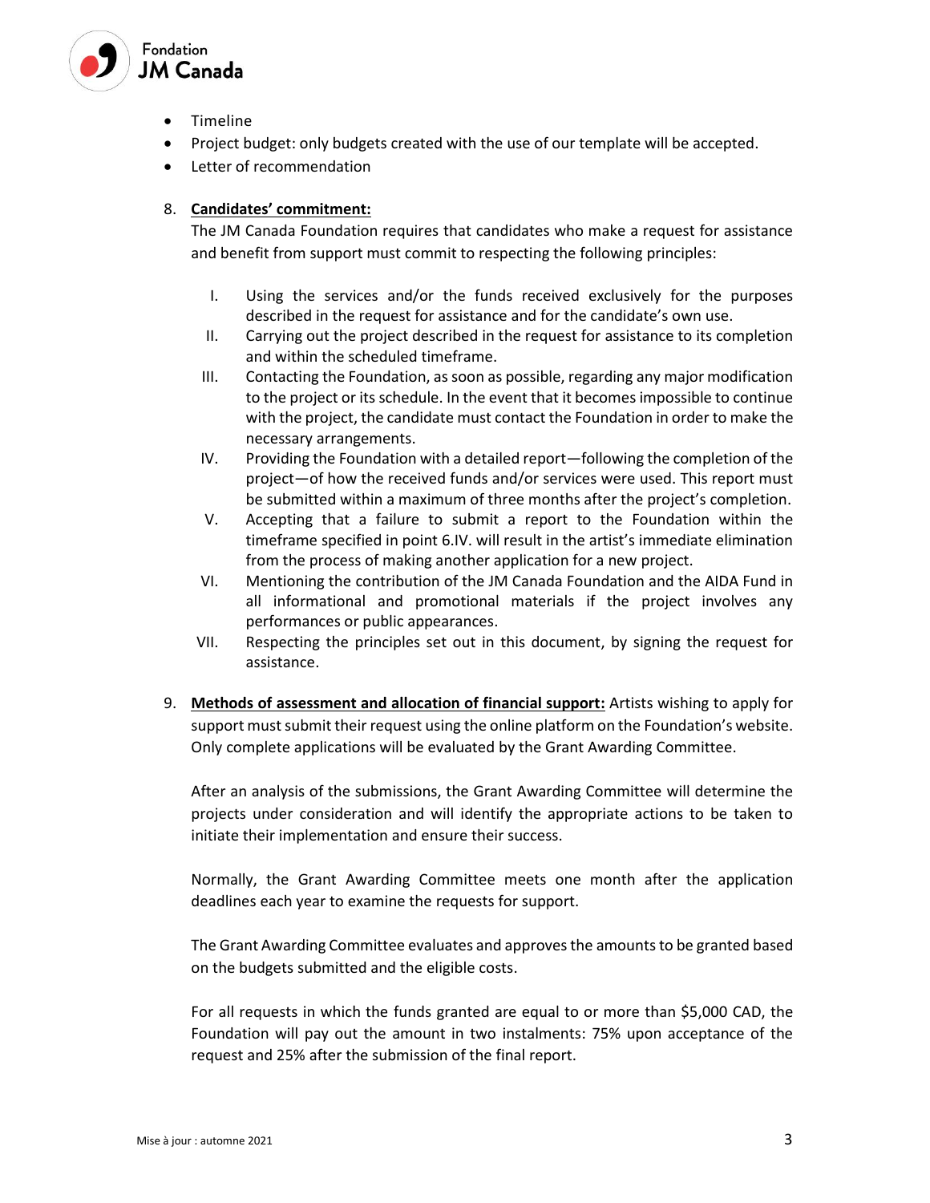- Timeline
- Project budget: only budgets created with the use of our template will be accepted.
- Letter of recommendation

8. **Candidates' commitment:**
   The JM Canada Foundation requires that candidates who make a request for assistance and benefit from support must commit to respecting the following principles:

   I. Using the services and/or the funds received exclusively for the purposes described in the request for assistance and for the candidate's own use.
   II. Carrying out the project described in the request for assistance to its completion and within the scheduled timeframe.
   III. Contacting the Foundation, as soon as possible, regarding any major modification to the project or its schedule. In the event that it becomes impossible to continue with the project, the candidate must contact the Foundation in order to make the necessary arrangements.
   IV. Providing the Foundation with a detailed report—following the completion of the project—of how the received funds and/or services were used. This report must be submitted within a maximum of three months after the project's completion.
   V. Accepting that a failure to submit a report to the Foundation within the timeframe specified in point 6.IV. will result in the artist's immediate elimination from the process of making another application for a new project.
   VI. Mentioning the contribution of the JM Canada Foundation and the AIDA Fund in all informational and promotional materials if the project involves any performances or public appearances.
   VII. Respecting the principles set out in this document, by signing the request for assistance.

9. **Methods of assessment and allocation of financial support:** Artists wishing to apply for support must submit their request using the online platform on the Foundation's website. Only complete applications will be evaluated by the Grant Awarding Committee.

   After an analysis of the submissions, the Grant Awarding Committee will determine the projects under consideration and will identify the appropriate actions to be taken to initiate their implementation and ensure their success.

   Normally, the Grant Awarding Committee meets one month after the application deadlines each year to examine the requests for support.

   The Grant Awarding Committee evaluates and approves the amounts to be granted based on the budgets submitted and the eligible costs.

   For all requests in which the funds granted are equal to or more than $5,000 CAD, the Foundation will pay out the amount in two instalments: 75% upon acceptance of the request and 25% after the submission of the final report.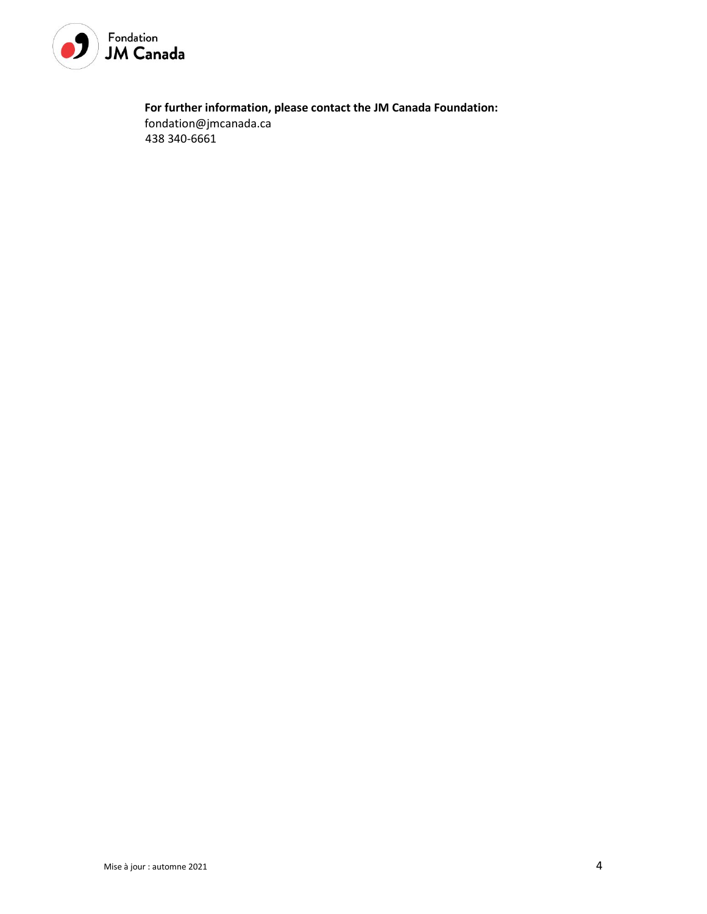**For further information, please contact the JM Canada Foundation:**
fondation@jmcanada.ca
438 340-6661